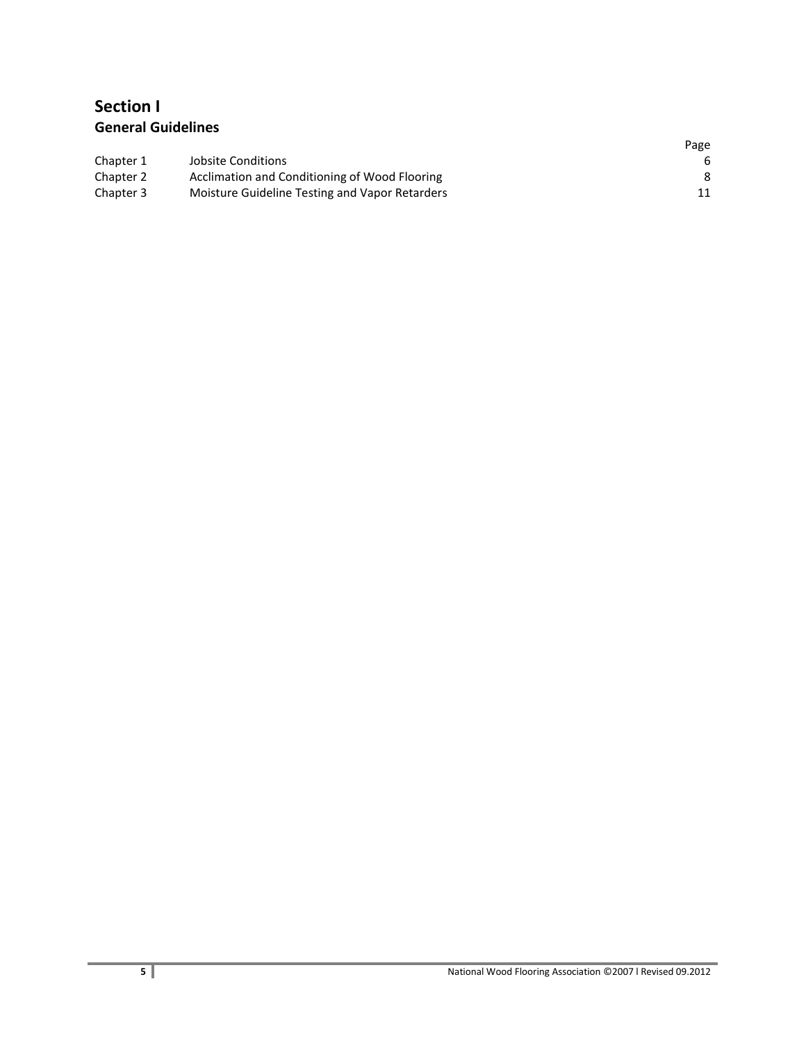# Section I

## General Guidelines

| | | Page |
|---|---|---|
| Chapter 1 | Jobsite Conditions | 6 |
| Chapter 2 | Acclimation and Conditioning of Wood Flooring | 8 |
| Chapter 3 | Moisture Guideline Testing and Vapor Retarders | 11 |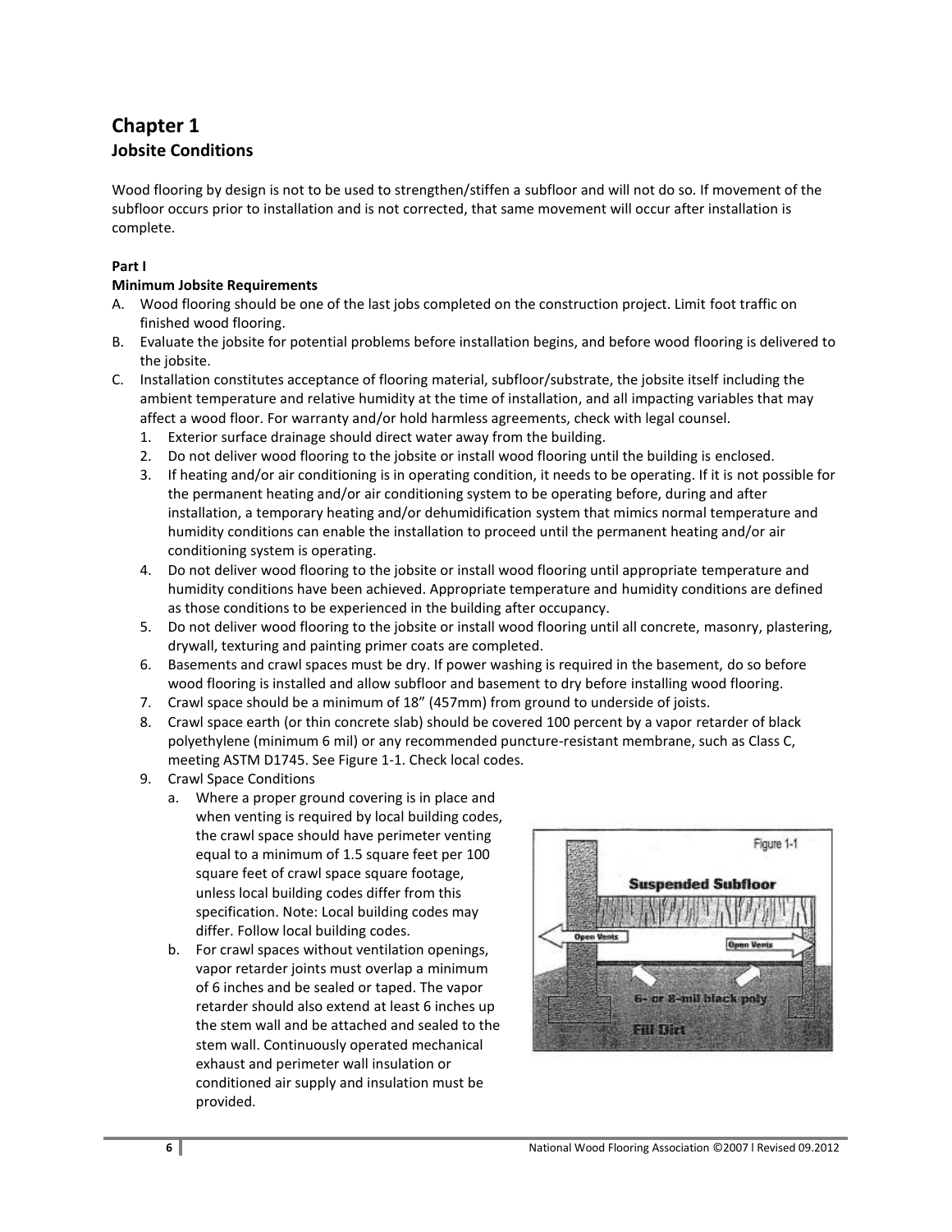# Chapter 1

## Jobsite Conditions

Wood flooring by design is not to be used to strengthen/stiffen a subfloor and will not do so. If movement of the subfloor occurs prior to installation and is not corrected, that same movement will occur after installation is complete.

**Part I**

**Minimum Jobsite Requirements**

A. Wood flooring should be one of the last jobs completed on the construction project. Limit foot traffic on finished wood flooring.

B. Evaluate the jobsite for potential problems before installation begins, and before wood flooring is delivered to the jobsite.

C. Installation constitutes acceptance of flooring material, subfloor/substrate, the jobsite itself including the ambient temperature and relative humidity at the time of installation, and all impacting variables that may affect a wood floor. For warranty and/or hold harmless agreements, check with legal counsel.

1. Exterior surface drainage should direct water away from the building.
2. Do not deliver wood flooring to the jobsite or install wood flooring until the building is enclosed.
3. If heating and/or air conditioning is in operating condition, it needs to be operating. If it is not possible for the permanent heating and/or air conditioning system to be operating before, during and after installation, a temporary heating and/or dehumidification system that mimics normal temperature and humidity conditions can enable the installation to proceed until the permanent heating and/or air conditioning system is operating.
4. Do not deliver wood flooring to the jobsite or install wood flooring until appropriate temperature and humidity conditions have been achieved. Appropriate temperature and humidity conditions are defined as those conditions to be experienced in the building after occupancy.
5. Do not deliver wood flooring to the jobsite or install wood flooring until all concrete, masonry, plastering, drywall, texturing and painting primer coats are completed.
6. Basements and crawl spaces must be dry. If power washing is required in the basement, do so before wood flooring is installed and allow subfloor and basement to dry before installing wood flooring.
7. Crawl space should be a minimum of 18" (457mm) from ground to underside of joists.
8. Crawl space earth (or thin concrete slab) should be covered 100 percent by a vapor retarder of black polyethylene (minimum 6 mil) or any recommended puncture-resistant membrane, such as Class C, meeting ASTM D1745. See Figure 1-1. Check local codes.
9. Crawl Space Conditions
   a. Where a proper ground covering is in place and when venting is required by local building codes, the crawl space should have perimeter venting equal to a minimum of 1.5 square feet per 100 square feet of crawl space square footage, unless local building codes differ from this specification. Note: Local building codes may differ. Follow local building codes.
   b. For crawl spaces without ventilation openings, vapor retarder joints must overlap a minimum of 6 inches and be sealed or taped. The vapor retarder should also extend at least 6 inches up the stem wall and be attached and sealed to the stem wall. Continuously operated mechanical exhaust and perimeter wall insulation or conditioned air supply and insulation must be provided.

Figure 1-1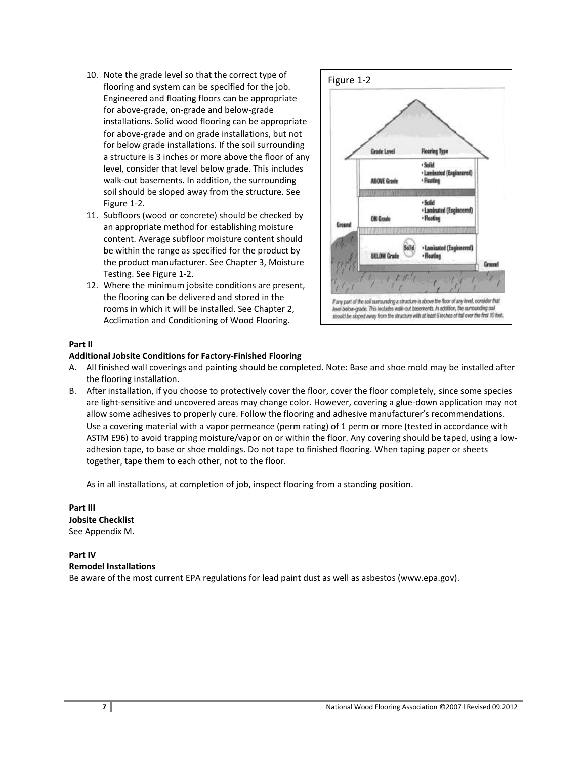10. Note the grade level so that the correct type of flooring and system can be specified for the job. Engineered and floating floors can be appropriate for above-grade, on-grade and below-grade installations. Solid wood flooring can be appropriate for above-grade and on grade installations, but not for below grade installations. If the soil surrounding a structure is 3 inches or more above the floor of any level, consider that level below grade. This includes walk-out basements. In addition, the surrounding soil should be sloped away from the structure. See Figure 1-2.
11. Subfloors (wood or concrete) should be checked by an appropriate method for establishing moisture content. Average subfloor moisture content should be within the range as specified for the product by the product manufacturer. See Chapter 3, Moisture Testing. See Figure 1-2.
12. Where the minimum jobsite conditions are present, the flooring can be delivered and stored in the rooms in which it will be installed. See Chapter 2, Acclimation and Conditioning of Wood Flooring.

Figure 1-2

If any part of the soil surrounding a structure is above the floor of any level, consider that level below-grade. This includes walk-out basements. In addition, the surrounding soil should be sloped away from the structure with at least 6 inches of fall over the first 10 feet.

**Part II**

**Additional Jobsite Conditions for Factory-Finished Flooring**

A. All finished wall coverings and painting should be completed. Note: Base and shoe mold may be installed after the flooring installation.
B. After installation, if you choose to protectively cover the floor, cover the floor completely, since some species are light-sensitive and uncovered areas may change color. However, covering a glue-down application may not allow some adhesives to properly cure. Follow the flooring and adhesive manufacturer's recommendations. Use a covering material with a vapor permeance (perm rating) of 1 perm or more (tested in accordance with ASTM E96) to avoid trapping moisture/vapor on or within the floor. Any covering should be taped, using a low-adhesion tape, to base or shoe moldings. Do not tape to finished flooring. When taping paper or sheets together, tape them to each other, not to the floor.

As in all installations, at completion of job, inspect flooring from a standing position.

**Part III**

**Jobsite Checklist**

See Appendix M.

**Part IV**

**Remodel Installations**

Be aware of the most current EPA regulations for lead paint dust as well as asbestos (www.epa.gov).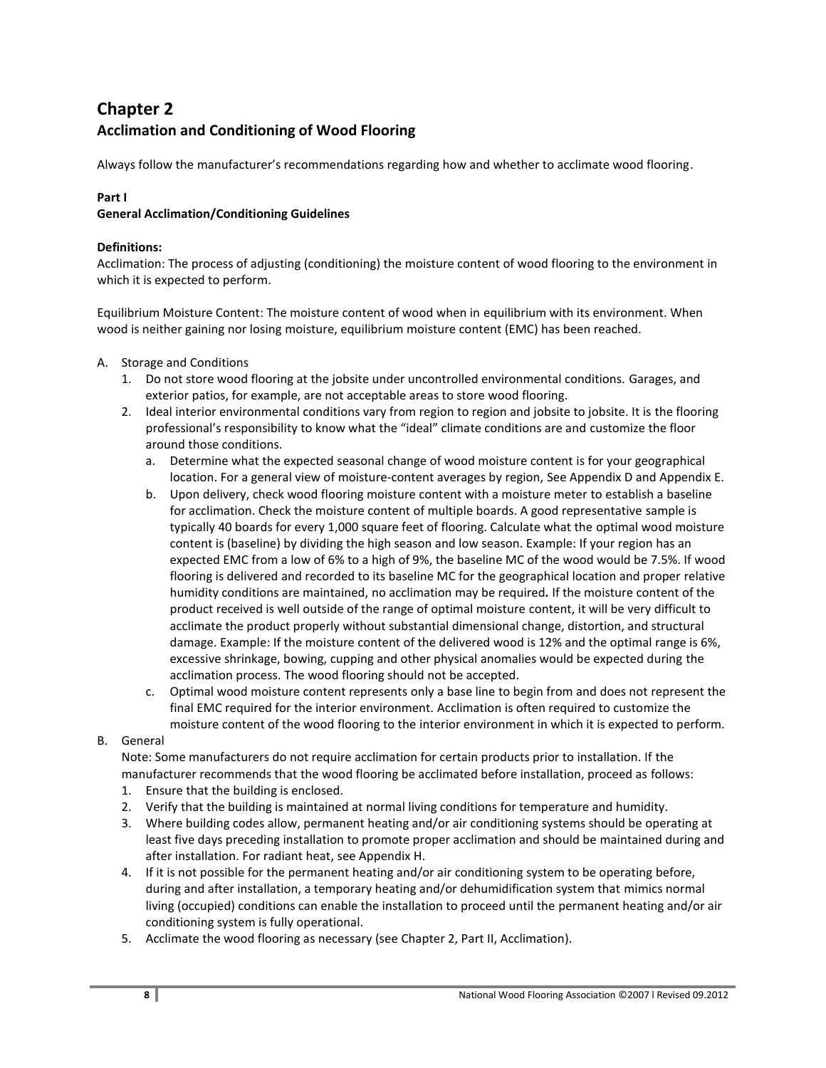# Chapter 2
## Acclimation and Conditioning of Wood Flooring

Always follow the manufacturer's recommendations regarding how and whether to acclimate wood flooring.

**Part I**
**General Acclimation/Conditioning Guidelines**

**Definitions:**
Acclimation: The process of adjusting (conditioning) the moisture content of wood flooring to the environment in which it is expected to perform.

Equilibrium Moisture Content: The moisture content of wood when in equilibrium with its environment. When wood is neither gaining nor losing moisture, equilibrium moisture content (EMC) has been reached.

A. Storage and Conditions
   1. Do not store wood flooring at the jobsite under uncontrolled environmental conditions. Garages, and exterior patios, for example, are not acceptable areas to store wood flooring.
   2. Ideal interior environmental conditions vary from region to region and jobsite to jobsite. It is the flooring professional's responsibility to know what the "ideal" climate conditions are and customize the floor around those conditions.
      a. Determine what the expected seasonal change of wood moisture content is for your geographical location. For a general view of moisture-content averages by region, See Appendix D and Appendix E.
      b. Upon delivery, check wood flooring moisture content with a moisture meter to establish a baseline for acclimation. Check the moisture content of multiple boards. A good representative sample is typically 40 boards for every 1,000 square feet of flooring. Calculate what the optimal wood moisture content is (baseline) by dividing the high season and low season. Example: If your region has an expected EMC from a low of 6% to a high of 9%, the baseline MC of the wood would be 7.5%. If wood flooring is delivered and recorded to its baseline MC for the geographical location and proper relative humidity conditions are maintained, no acclimation may be required**.** If the moisture content of the product received is well outside of the range of optimal moisture content, it will be very difficult to acclimate the product properly without substantial dimensional change, distortion, and structural damage. Example: If the moisture content of the delivered wood is 12% and the optimal range is 6%, excessive shrinkage, bowing, cupping and other physical anomalies would be expected during the acclimation process. The wood flooring should not be accepted.
      c. Optimal wood moisture content represents only a base line to begin from and does not represent the final EMC required for the interior environment. Acclimation is often required to customize the moisture content of the wood flooring to the interior environment in which it is expected to perform.

B. General
   Note: Some manufacturers do not require acclimation for certain products prior to installation. If the manufacturer recommends that the wood flooring be acclimated before installation, proceed as follows:
   1. Ensure that the building is enclosed.
   2. Verify that the building is maintained at normal living conditions for temperature and humidity.
   3. Where building codes allow, permanent heating and/or air conditioning systems should be operating at least five days preceding installation to promote proper acclimation and should be maintained during and after installation. For radiant heat, see Appendix H.
   4. If it is not possible for the permanent heating and/or air conditioning system to be operating before, during and after installation, a temporary heating and/or dehumidification system that mimics normal living (occupied) conditions can enable the installation to proceed until the permanent heating and/or air conditioning system is fully operational.
   5. Acclimate the wood flooring as necessary (see Chapter 2, Part II, Acclimation).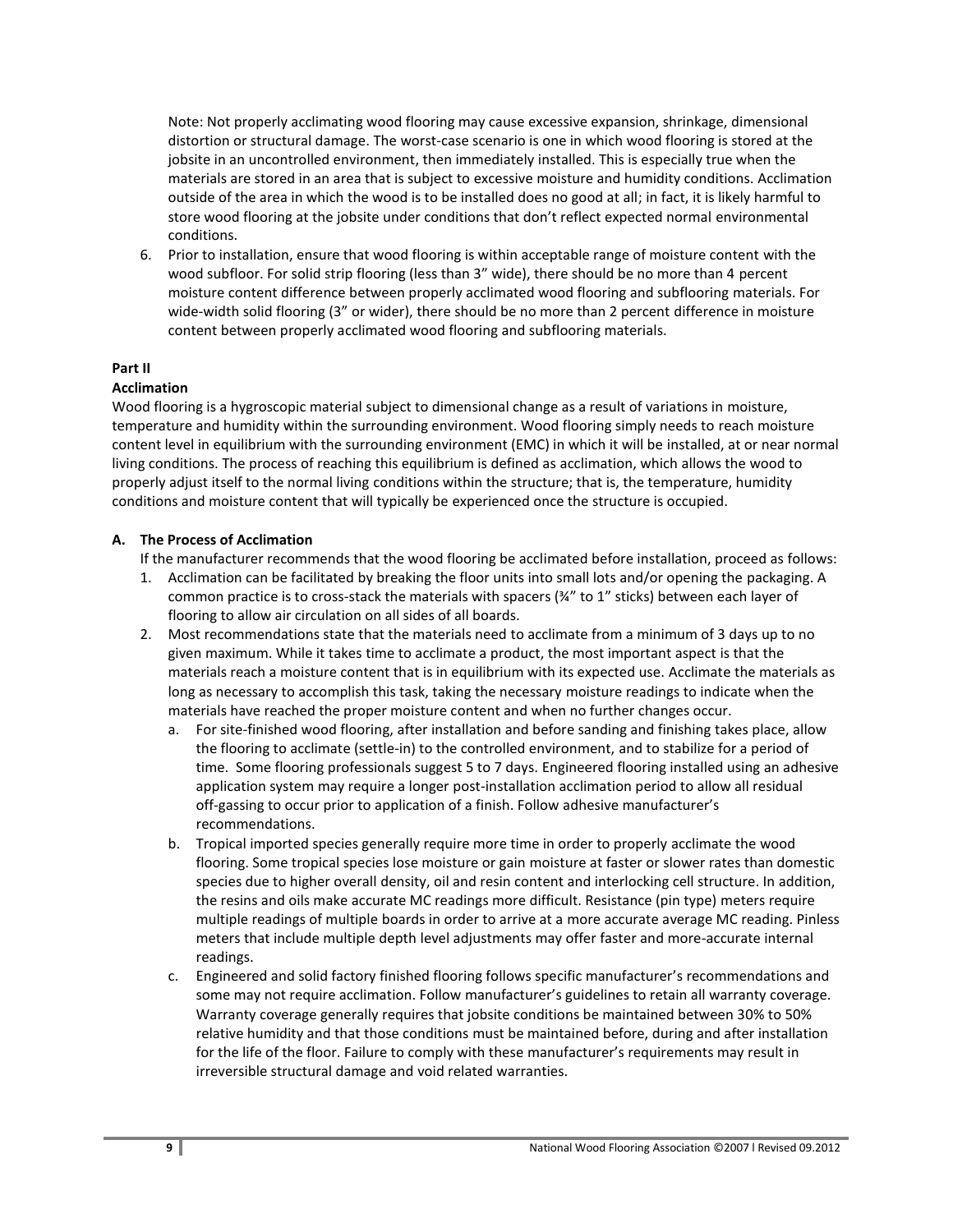Note: Not properly acclimating wood flooring may cause excessive expansion, shrinkage, dimensional distortion or structural damage. The worst-case scenario is one in which wood flooring is stored at the jobsite in an uncontrolled environment, then immediately installed. This is especially true when the materials are stored in an area that is subject to excessive moisture and humidity conditions. Acclimation outside of the area in which the wood is to be installed does no good at all; in fact, it is likely harmful to store wood flooring at the jobsite under conditions that don't reflect expected normal environmental conditions.

6. Prior to installation, ensure that wood flooring is within acceptable range of moisture content with the wood subfloor. For solid strip flooring (less than 3" wide), there should be no more than 4 percent moisture content difference between properly acclimated wood flooring and subflooring materials. For wide-width solid flooring (3" or wider), there should be no more than 2 percent difference in moisture content between properly acclimated wood flooring and subflooring materials.

**Part II**

**Acclimation**

Wood flooring is a hygroscopic material subject to dimensional change as a result of variations in moisture, temperature and humidity within the surrounding environment. Wood flooring simply needs to reach moisture content level in equilibrium with the surrounding environment (EMC) in which it will be installed, at or near normal living conditions. The process of reaching this equilibrium is defined as acclimation, which allows the wood to properly adjust itself to the normal living conditions within the structure; that is, the temperature, humidity conditions and moisture content that will typically be experienced once the structure is occupied.

**A. The Process of Acclimation**

If the manufacturer recommends that the wood flooring be acclimated before installation, proceed as follows:

1. Acclimation can be facilitated by breaking the floor units into small lots and/or opening the packaging. A common practice is to cross-stack the materials with spacers (¾" to 1" sticks) between each layer of flooring to allow air circulation on all sides of all boards.
2. Most recommendations state that the materials need to acclimate from a minimum of 3 days up to no given maximum. While it takes time to acclimate a product, the most important aspect is that the materials reach a moisture content that is in equilibrium with its expected use. Acclimate the materials as long as necessary to accomplish this task, taking the necessary moisture readings to indicate when the materials have reached the proper moisture content and when no further changes occur.
   a. For site-finished wood flooring, after installation and before sanding and finishing takes place, allow the flooring to acclimate (settle-in) to the controlled environment, and to stabilize for a period of time. Some flooring professionals suggest 5 to 7 days. Engineered flooring installed using an adhesive application system may require a longer post-installation acclimation period to allow all residual off-gassing to occur prior to application of a finish. Follow adhesive manufacturer's recommendations.
   b. Tropical imported species generally require more time in order to properly acclimate the wood flooring. Some tropical species lose moisture or gain moisture at faster or slower rates than domestic species due to higher overall density, oil and resin content and interlocking cell structure. In addition, the resins and oils make accurate MC readings more difficult. Resistance (pin type) meters require multiple readings of multiple boards in order to arrive at a more accurate average MC reading. Pinless meters that include multiple depth level adjustments may offer faster and more-accurate internal readings.
   c. Engineered and solid factory finished flooring follows specific manufacturer's recommendations and some may not require acclimation. Follow manufacturer's guidelines to retain all warranty coverage. Warranty coverage generally requires that jobsite conditions be maintained between 30% to 50% relative humidity and that those conditions must be maintained before, during and after installation for the life of the floor. Failure to comply with these manufacturer's requirements may result in irreversible structural damage and void related warranties.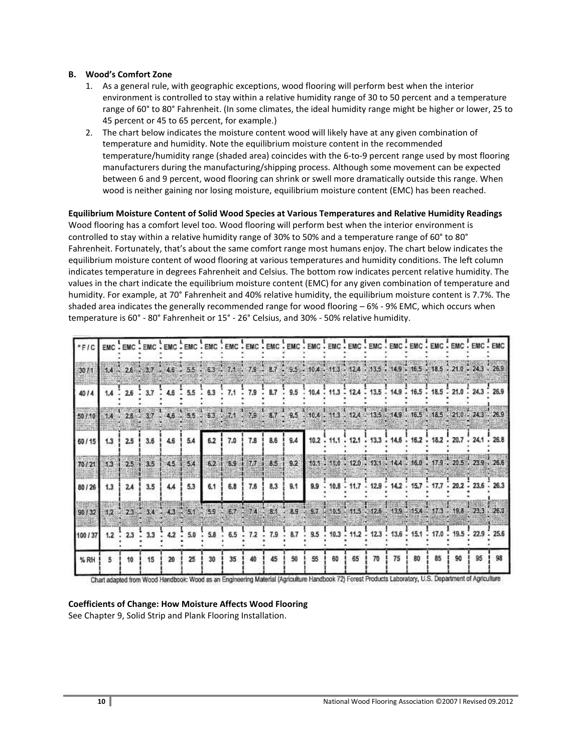**B. Wood's Comfort Zone**

1. As a general rule, with geographic exceptions, wood flooring will perform best when the interior environment is controlled to stay within a relative humidity range of 30 to 50 percent and a temperature range of 60° to 80° Fahrenheit. (In some climates, the ideal humidity range might be higher or lower, 25 to 45 percent or 45 to 65 percent, for example.)
2. The chart below indicates the moisture content wood will likely have at any given combination of temperature and humidity. Note the equilibrium moisture content in the recommended temperature/humidity range (shaded area) coincides with the 6-to-9 percent range used by most flooring manufacturers during the manufacturing/shipping process. Although some movement can be expected between 6 and 9 percent, wood flooring can shrink or swell more dramatically outside this range. When wood is neither gaining nor losing moisture, equilibrium moisture content (EMC) has been reached.

**Equilibrium Moisture Content of Solid Wood Species at Various Temperatures and Relative Humidity Readings**

Wood flooring has a comfort level too. Wood flooring will perform best when the interior environment is controlled to stay within a relative humidity range of 30% to 50% and a temperature range of 60° to 80° Fahrenheit. Fortunately, that's about the same comfort range most humans enjoy. The chart below indicates the equilibrium moisture content of wood flooring at various temperatures and humidity conditions. The left column indicates temperature in degrees Fahrenheit and Celsius. The bottom row indicates percent relative humidity. The values in the chart indicate the equilibrium moisture content (EMC) for any given combination of temperature and humidity. For example, at 70° Fahrenheit and 40% relative humidity, the equilibrium moisture content is 7.7%. The shaded area indicates the generally recommended range for wood flooring – 6% - 9% EMC, which occurs when temperature is 60° - 80° Fahrenheit or 15° - 26° Celsius, and 30% - 50% relative humidity.

| °F / C | EMC | EMC | EMC | EMC | EMC | EMC | EMC | EMC | EMC | EMC | EMC | EMC | EMC | EMC | EMC | EMC | EMC | EMC | EMC | EMC |
|---|---|---|---|---|---|---|---|---|---|---|---|---|---|---|---|---|---|---|---|---|
| 30 / 1 | 1.4 | 2.6 | 3.7 | 4.6 | 5.5 | 6.3 | 7.1 | 7.9 | 8.7 | 9.5 | 10.4 | 11.3 | 12.4 | 13.5 | 14.9 | 16.5 | 18.5 | 21.0 | 24.3 | 26.9 |
| 40 / 4 | 1.4 | 2.6 | 3.7 | 4.6 | 5.5 | 6.3 | 7.1 | 7.9 | 8.7 | 9.5 | 10.4 | 11.3 | 12.4 | 13.5 | 14.9 | 16.5 | 18.5 | 21.0 | 24.3 | 26.9 |
| 50 / 10 | 1.4 | 2.6 | 3.7 | 4.6 | 5.5 | 6.3 | 7.1 | 7.9 | 8.7 | 9.5 | 10.4 | 11.3 | 12.4 | 13.5 | 14.9 | 16.5 | 18.5 | 21.0 | 24.3 | 26.9 |
| 60 / 15 | 1.3 | 2.5 | 3.6 | 4.6 | 5.4 | 6.2 | 7.0 | 7.8 | 8.6 | 9.4 | 10.2 | 11.1 | 12.1 | 13.3 | 14.6 | 16.2 | 18.2 | 20.7 | 24.1 | 26.8 |
| 70 / 21 | 1.3 | 2.5 | 3.5 | 4.5 | 5.4 | 6.2 | 6.9 | 7.7 | 8.5 | 9.2 | 10.1 | 11.0 | 12.0 | 13.1 | 14.4 | 16.0 | 17.9 | 20.5 | 23.9 | 26.6 |
| 80 / 26 | 1.3 | 2.4 | 3.5 | 4.4 | 5.3 | 6.1 | 6.8 | 7.6 | 8.3 | 9.1 | 9.9 | 10.8 | 11.7 | 12.9 | 14.2 | 15.7 | 17.7 | 20.2 | 23.6 | 26.3 |
| 90 / 32 | 1.2 | 2.3 | 3.4 | 4.3 | 5.1 | 5.9 | 6.7 | 7.4 | 8.1 | 8.9 | 9.7 | 10.5 | 11.5 | 12.6 | 13.9 | 15.4 | 17.3 | 19.8 | 23.3 | 26.0 |
| 100 / 37 | 1.2 | 2.3 | 3.3 | 4.2 | 5.0 | 5.8 | 6.5 | 7.2 | 7.9 | 8.7 | 9.5 | 10.3 | 11.2 | 12.3 | 13.6 | 15.1 | 17.0 | 19.5 | 22.9 | 25.6 |
| % RH | 5 | 10 | 15 | 20 | 25 | 30 | 35 | 40 | 45 | 50 | 55 | 60 | 65 | 70 | 75 | 80 | 85 | 90 | 95 | 98 |

Chart adapted from Wood Handbook: Wood as an Engineering Material (Agriculture Handbook 72) Forest Products Laboratory, U.S. Department of Agriculture

**Coefficients of Change: How Moisture Affects Wood Flooring**

See Chapter 9, Solid Strip and Plank Flooring Installation.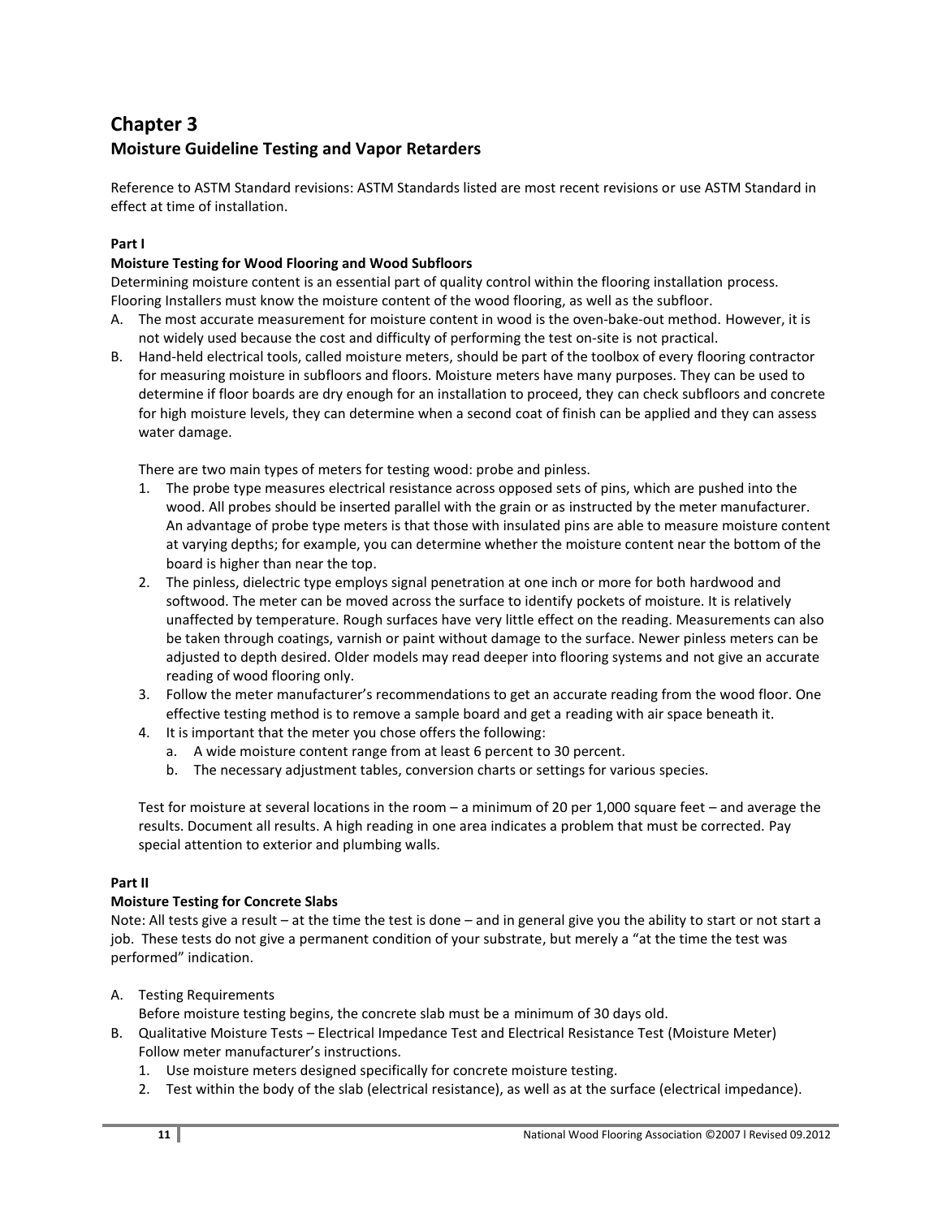# Chapter 3

## Moisture Guideline Testing and Vapor Retarders

Reference to ASTM Standard revisions: ASTM Standards listed are most recent revisions or use ASTM Standard in effect at time of installation.

### Part I

### Moisture Testing for Wood Flooring and Wood Subfloors

Determining moisture content is an essential part of quality control within the flooring installation process. Flooring Installers must know the moisture content of the wood flooring, as well as the subfloor.

A. The most accurate measurement for moisture content in wood is the oven-bake-out method. However, it is not widely used because the cost and difficulty of performing the test on-site is not practical.

B. Hand-held electrical tools, called moisture meters, should be part of the toolbox of every flooring contractor for measuring moisture in subfloors and floors. Moisture meters have many purposes. They can be used to determine if floor boards are dry enough for an installation to proceed, they can check subfloors and concrete for high moisture levels, they can determine when a second coat of finish can be applied and they can assess water damage.

   There are two main types of meters for testing wood: probe and pinless.

   1. The probe type measures electrical resistance across opposed sets of pins, which are pushed into the wood. All probes should be inserted parallel with the grain or as instructed by the meter manufacturer. An advantage of probe type meters is that those with insulated pins are able to measure moisture content at varying depths; for example, you can determine whether the moisture content near the bottom of the board is higher than near the top.
   2. The pinless, dielectric type employs signal penetration at one inch or more for both hardwood and softwood. The meter can be moved across the surface to identify pockets of moisture. It is relatively unaffected by temperature. Rough surfaces have very little effect on the reading. Measurements can also be taken through coatings, varnish or paint without damage to the surface. Newer pinless meters can be adjusted to depth desired. Older models may read deeper into flooring systems and not give an accurate reading of wood flooring only.
   3. Follow the meter manufacturer's recommendations to get an accurate reading from the wood floor. One effective testing method is to remove a sample board and get a reading with air space beneath it.
   4. It is important that the meter you chose offers the following:
      a. A wide moisture content range from at least 6 percent to 30 percent.
      b. The necessary adjustment tables, conversion charts or settings for various species.

   Test for moisture at several locations in the room – a minimum of 20 per 1,000 square feet – and average the results. Document all results. A high reading in one area indicates a problem that must be corrected. Pay special attention to exterior and plumbing walls.

### Part II

### Moisture Testing for Concrete Slabs

Note: All tests give a result – at the time the test is done – and in general give you the ability to start or not start a job. These tests do not give a permanent condition of your substrate, but merely a "at the time the test was performed" indication.

A. Testing Requirements
   Before moisture testing begins, the concrete slab must be a minimum of 30 days old.

B. Qualitative Moisture Tests – Electrical Impedance Test and Electrical Resistance Test (Moisture Meter)
   Follow meter manufacturer's instructions.
   1. Use moisture meters designed specifically for concrete moisture testing.
   2. Test within the body of the slab (electrical resistance), as well as at the surface (electrical impedance).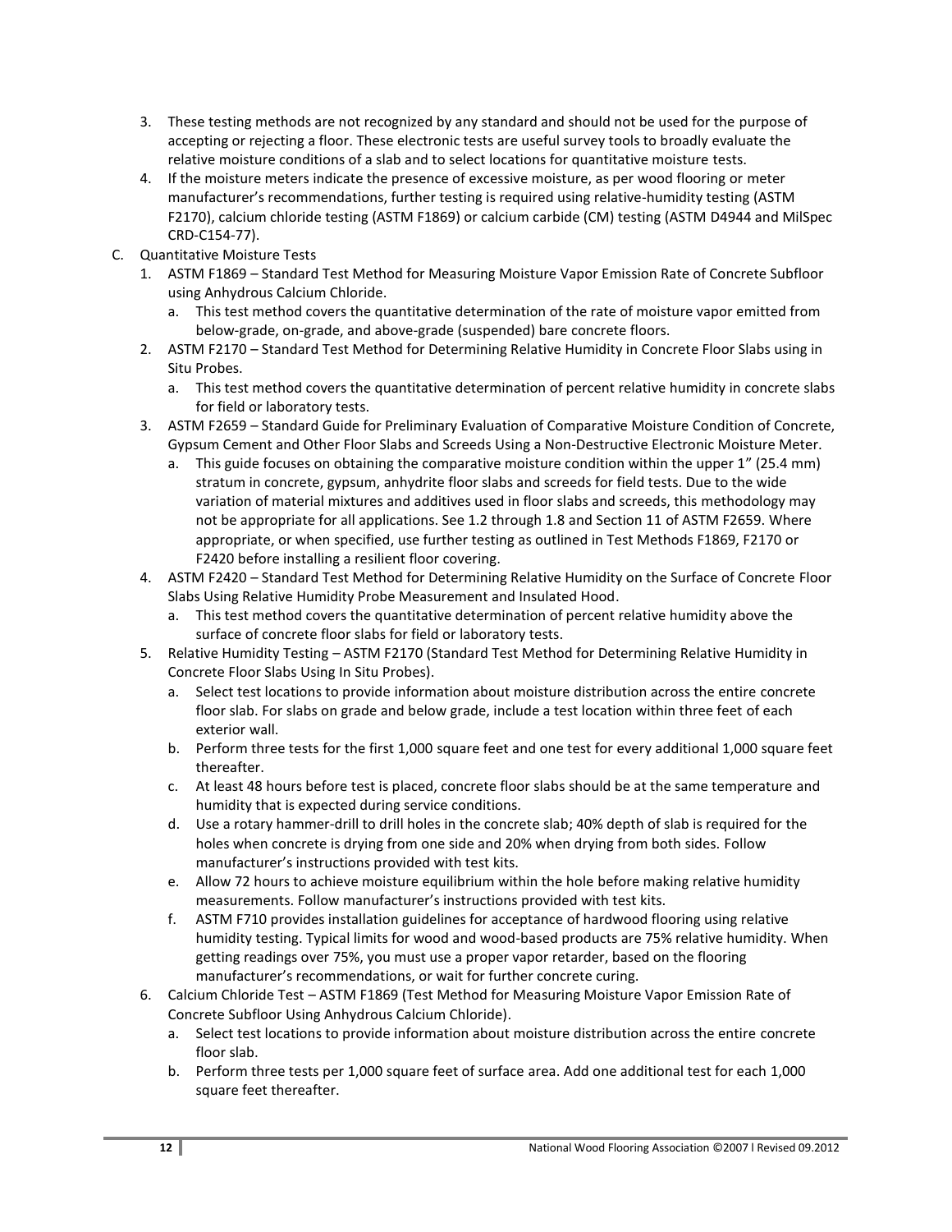3. These testing methods are not recognized by any standard and should not be used for the purpose of accepting or rejecting a floor. These electronic tests are useful survey tools to broadly evaluate the relative moisture conditions of a slab and to select locations for quantitative moisture tests.
4. If the moisture meters indicate the presence of excessive moisture, as per wood flooring or meter manufacturer's recommendations, further testing is required using relative-humidity testing (ASTM F2170), calcium chloride testing (ASTM F1869) or calcium carbide (CM) testing (ASTM D4944 and MilSpec CRD-C154-77).

C. Quantitative Moisture Tests

1. ASTM F1869 – Standard Test Method for Measuring Moisture Vapor Emission Rate of Concrete Subfloor using Anhydrous Calcium Chloride.
   a. This test method covers the quantitative determination of the rate of moisture vapor emitted from below-grade, on-grade, and above-grade (suspended) bare concrete floors.
2. ASTM F2170 – Standard Test Method for Determining Relative Humidity in Concrete Floor Slabs using in Situ Probes.
   a. This test method covers the quantitative determination of percent relative humidity in concrete slabs for field or laboratory tests.
3. ASTM F2659 – Standard Guide for Preliminary Evaluation of Comparative Moisture Condition of Concrete, Gypsum Cement and Other Floor Slabs and Screeds Using a Non-Destructive Electronic Moisture Meter.
   a. This guide focuses on obtaining the comparative moisture condition within the upper 1" (25.4 mm) stratum in concrete, gypsum, anhydrite floor slabs and screeds for field tests. Due to the wide variation of material mixtures and additives used in floor slabs and screeds, this methodology may not be appropriate for all applications. See 1.2 through 1.8 and Section 11 of ASTM F2659. Where appropriate, or when specified, use further testing as outlined in Test Methods F1869, F2170 or F2420 before installing a resilient floor covering.
4. ASTM F2420 – Standard Test Method for Determining Relative Humidity on the Surface of Concrete Floor Slabs Using Relative Humidity Probe Measurement and Insulated Hood.
   a. This test method covers the quantitative determination of percent relative humidity above the surface of concrete floor slabs for field or laboratory tests.
5. Relative Humidity Testing – ASTM F2170 (Standard Test Method for Determining Relative Humidity in Concrete Floor Slabs Using In Situ Probes).
   a. Select test locations to provide information about moisture distribution across the entire concrete floor slab. For slabs on grade and below grade, include a test location within three feet of each exterior wall.
   b. Perform three tests for the first 1,000 square feet and one test for every additional 1,000 square feet thereafter.
   c. At least 48 hours before test is placed, concrete floor slabs should be at the same temperature and humidity that is expected during service conditions.
   d. Use a rotary hammer-drill to drill holes in the concrete slab; 40% depth of slab is required for the holes when concrete is drying from one side and 20% when drying from both sides. Follow manufacturer's instructions provided with test kits.
   e. Allow 72 hours to achieve moisture equilibrium within the hole before making relative humidity measurements. Follow manufacturer's instructions provided with test kits.
   f. ASTM F710 provides installation guidelines for acceptance of hardwood flooring using relative humidity testing. Typical limits for wood and wood-based products are 75% relative humidity. When getting readings over 75%, you must use a proper vapor retarder, based on the flooring manufacturer's recommendations, or wait for further concrete curing.
6. Calcium Chloride Test – ASTM F1869 (Test Method for Measuring Moisture Vapor Emission Rate of Concrete Subfloor Using Anhydrous Calcium Chloride).
   a. Select test locations to provide information about moisture distribution across the entire concrete floor slab.
   b. Perform three tests per 1,000 square feet of surface area. Add one additional test for each 1,000 square feet thereafter.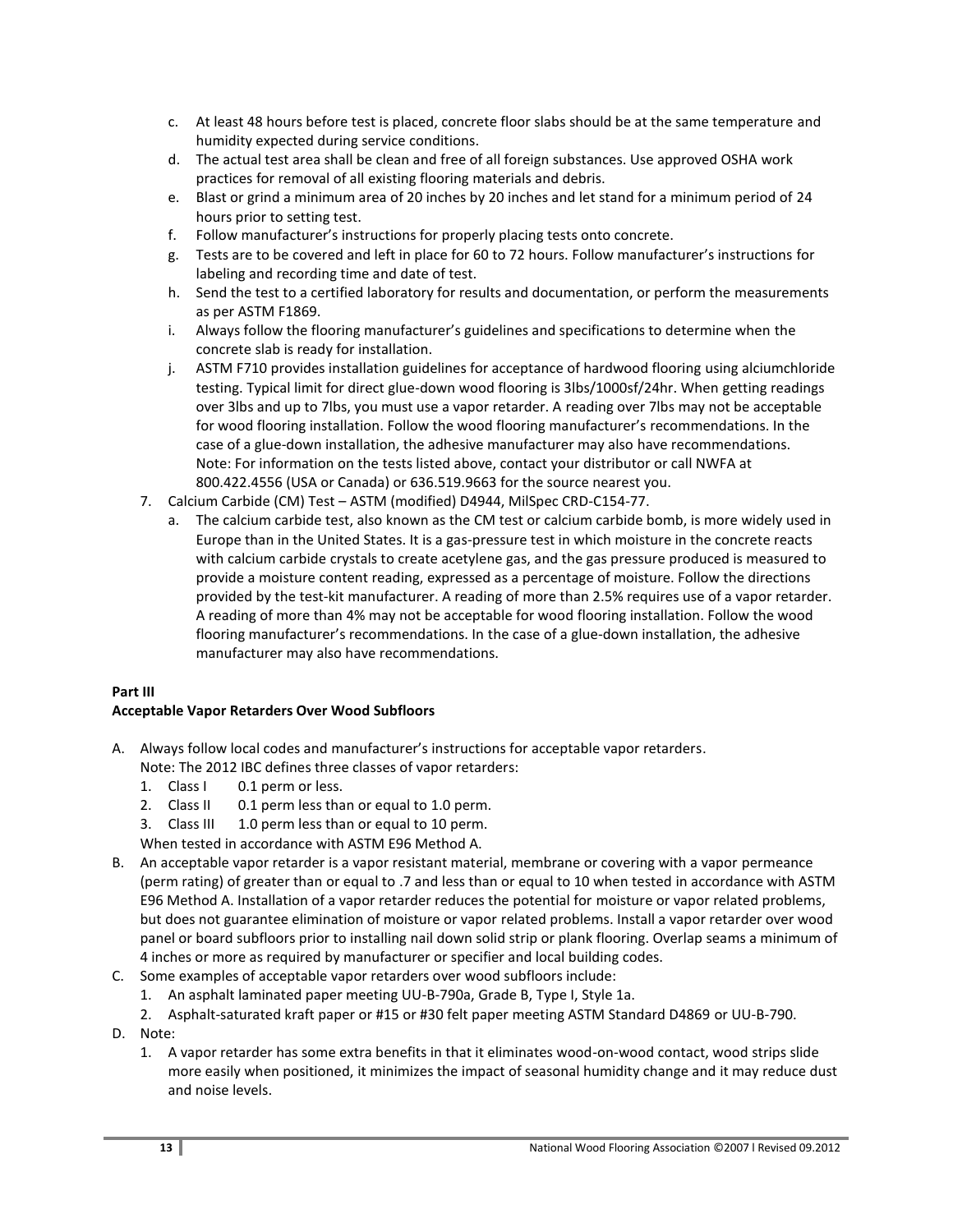c. At least 48 hours before test is placed, concrete floor slabs should be at the same temperature and humidity expected during service conditions.
d. The actual test area shall be clean and free of all foreign substances. Use approved OSHA work practices for removal of all existing flooring materials and debris.
e. Blast or grind a minimum area of 20 inches by 20 inches and let stand for a minimum period of 24 hours prior to setting test.
f. Follow manufacturer's instructions for properly placing tests onto concrete.
g. Tests are to be covered and left in place for 60 to 72 hours. Follow manufacturer's instructions for labeling and recording time and date of test.
h. Send the test to a certified laboratory for results and documentation, or perform the measurements as per ASTM F1869.
i. Always follow the flooring manufacturer's guidelines and specifications to determine when the concrete slab is ready for installation.
j. ASTM F710 provides installation guidelines for acceptance of hardwood flooring using alciumchloride testing. Typical limit for direct glue-down wood flooring is 3lbs/1000sf/24hr. When getting readings over 3lbs and up to 7lbs, you must use a vapor retarder. A reading over 7lbs may not be acceptable for wood flooring installation. Follow the wood flooring manufacturer's recommendations. In the case of a glue-down installation, the adhesive manufacturer may also have recommendations.
Note: For information on the tests listed above, contact your distributor or call NWFA at 800.422.4556 (USA or Canada) or 636.519.9663 for the source nearest you.

7. Calcium Carbide (CM) Test – ASTM (modified) D4944, MilSpec CRD-C154-77.
   a. The calcium carbide test, also known as the CM test or calcium carbide bomb, is more widely used in Europe than in the United States. It is a gas-pressure test in which moisture in the concrete reacts with calcium carbide crystals to create acetylene gas, and the gas pressure produced is measured to provide a moisture content reading, expressed as a percentage of moisture. Follow the directions provided by the test-kit manufacturer. A reading of more than 2.5% requires use of a vapor retarder. A reading of more than 4% may not be acceptable for wood flooring installation. Follow the wood flooring manufacturer's recommendations. In the case of a glue-down installation, the adhesive manufacturer may also have recommendations.

**Part III**
**Acceptable Vapor Retarders Over Wood Subfloors**

A. Always follow local codes and manufacturer's instructions for acceptable vapor retarders.
   Note: The 2012 IBC defines three classes of vapor retarders:
   1. Class I  0.1 perm or less.
   2. Class II  0.1 perm less than or equal to 1.0 perm.
   3. Class III  1.0 perm less than or equal to 10 perm.

   When tested in accordance with ASTM E96 Method A.
B. An acceptable vapor retarder is a vapor resistant material, membrane or covering with a vapor permeance (perm rating) of greater than or equal to .7 and less than or equal to 10 when tested in accordance with ASTM E96 Method A. Installation of a vapor retarder reduces the potential for moisture or vapor related problems, but does not guarantee elimination of moisture or vapor related problems. Install a vapor retarder over wood panel or board subfloors prior to installing nail down solid strip or plank flooring. Overlap seams a minimum of 4 inches or more as required by manufacturer or specifier and local building codes.
C. Some examples of acceptable vapor retarders over wood subfloors include:
   1. An asphalt laminated paper meeting UU-B-790a, Grade B, Type I, Style 1a.
   2. Asphalt-saturated kraft paper or #15 or #30 felt paper meeting ASTM Standard D4869 or UU-B-790.
D. Note:
   1. A vapor retarder has some extra benefits in that it eliminates wood-on-wood contact, wood strips slide more easily when positioned, it minimizes the impact of seasonal humidity change and it may reduce dust and noise levels.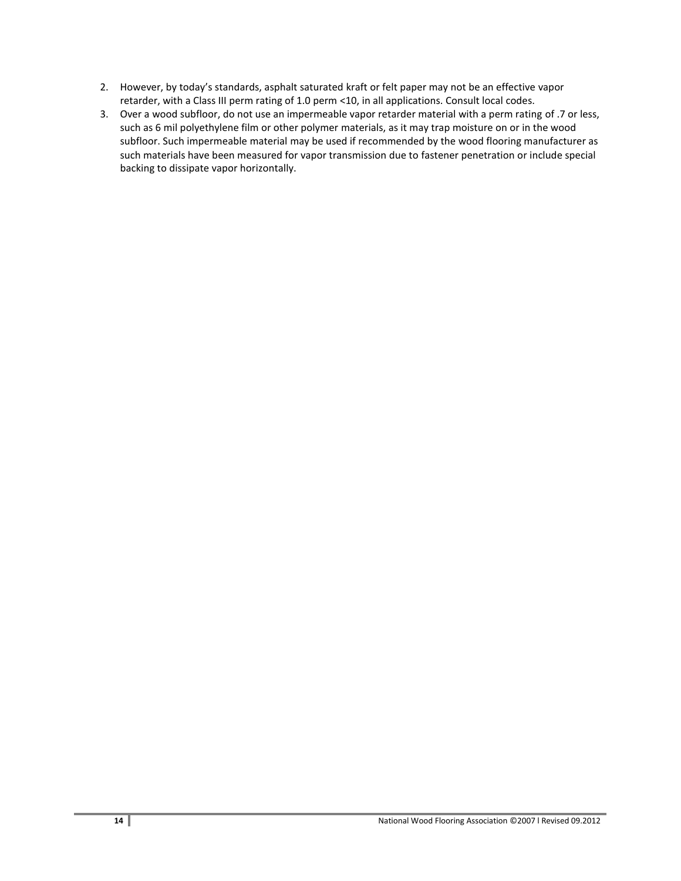2. However, by today's standards, asphalt saturated kraft or felt paper may not be an effective vapor retarder, with a Class III perm rating of 1.0 perm <10, in all applications. Consult local codes.
3. Over a wood subfloor, do not use an impermeable vapor retarder material with a perm rating of .7 or less, such as 6 mil polyethylene film or other polymer materials, as it may trap moisture on or in the wood subfloor. Such impermeable material may be used if recommended by the wood flooring manufacturer as such materials have been measured for vapor transmission due to fastener penetration or include special backing to dissipate vapor horizontally.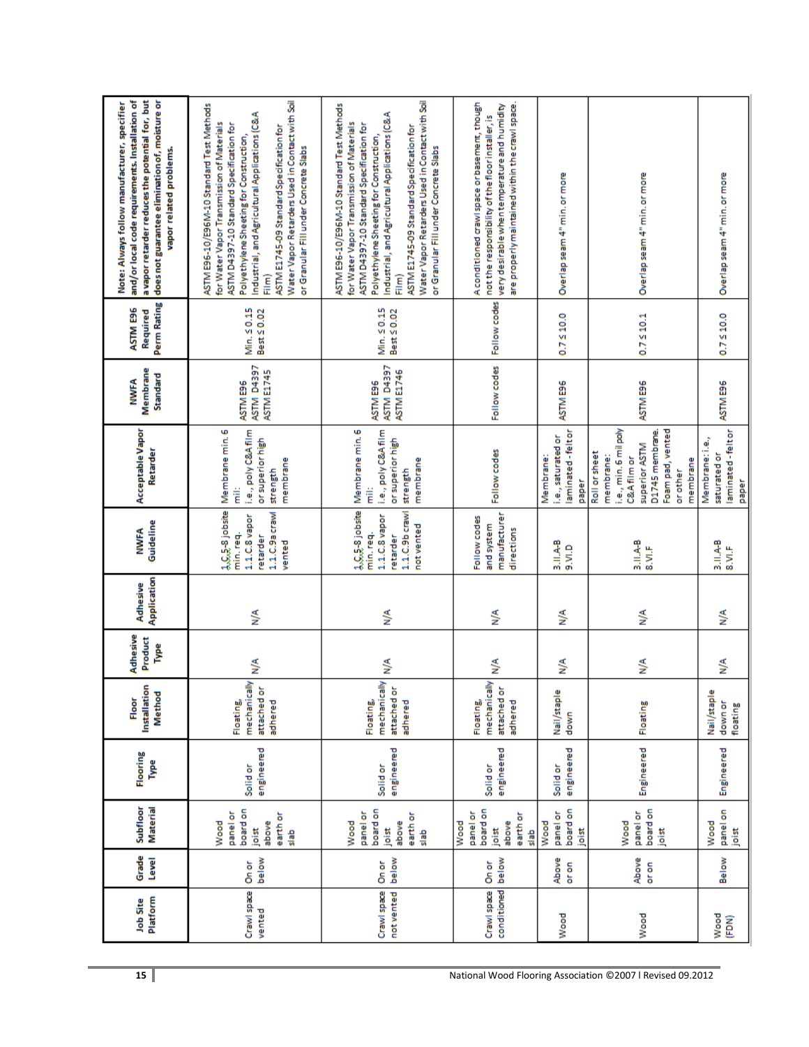| Job Site Platform | Grade Level | Subfloor Material | Flooring Type | Floor Installation Method | Adhesive Product Type | Adhesive Application | NWFA Guideline | Acceptable Vapor Retarder | NWFA Membrane Standard | ASTM E96 Required Perm Rating | Note: Always follow manufacturer, specifier and/or local code requirements. Installation of a vapor retarder reduces the potential for, but does not guarantee elimination of, moisture or vapor related problems. |
|---|---|---|---|---|---|---|---|---|---|---|---|
| Crawl space vented | On or below | Wood panel or board on joist above earth or slab | Solid or engineered | Floating, mechanically attached or adhered | N/A | N/A | 1.C.5-8 jobsite min. req. 1.1.C.8 vapor retarder 1.1.C.9a crawl vented | Membrane min. 6 mil: i.e., poly C&A film or superior high strength membrane | ASTM E96 ASTM D4397 ASTM E1745 | Min. ≤ 0.15 Best ≤ 0.02 | ASTM E96-10/E96M-10 Standard Test Methods for Water Vapor Transmission of Materials ASTM D4397-10 Standard Specification for Polyethylene Sheeting for Construction, Industrial, and Agricultural Applications (C&A Film) ASTM E1745-09 Standard Specification for Water Vapor Retarders Used in Contact with Soil or Granular Fill under Concrete Slabs |
| Crawl space not vented | On or below | Wood panel or board on joist above earth or slab | Solid or engineered | Floating, mechanically attached or adhered | N/A | N/A | 1.C.5-8 jobsite min. req. 1.1.C.8 vapor retarder 1.1.C.9b crawl not vented | Membrane min. 6 mil: i.e., poly C&A film or superior high strength membrane | ASTM E96 ASTM D4397 ASTM E1745 | Min. ≤ 0.15 Best ≤ 0.02 | ASTM E96-10/E96M-10 Standard Test Methods for Water Vapor Transmission of Materials ASTM D4397-10 Standard Specification for Polyethylene Sheeting for Construction, Industrial, and Agricultural Applications (C&A Film) ASTM E1745-09 Standard Specification for Water Vapor Retarders Used in Contact with Soil or Granular Fill under Concrete Slabs |
| Crawl space conditioned | On or below | Wood panel or board on joist above earth or slab | Solid or engineered | Floating, mechanically attached or adhered | N/A | N/A | Follow codes and system manufacturer directions | Follow codes | Follow codes | Follow codes | A conditioned crawl space or basement, though not the responsibility of the floor installer, is very desirable when temperature and humidity are properly maintained within the crawl space. |
| Wood | Above or on | Wood panel or board on joist | Solid or engineered | Nail/staple down | N/A | N/A | 3.II.A-B 9.VI.D | Membrane: i.e., saturated or laminated - felt or paper | ASTM E96 | 0.7 ≤ 10.0 | Overlap seam 4" min. or more |
| Wood | Above or on | Wood panel or board on joist | Engineered | Floating | N/A | N/A | 3.II.A-B 8.VI.F | Roll or sheet membrane: i.e., min. 6 mil poly C&A film or superior ASTM D1745 membrane. Foam pad, vented or other membrane | ASTM E96 | 0.7 ≤ 10.1 | Overlap seam 4" min. or more |
| Wood (FDN) | Below | Wood panel on joist | Engineered | Nail/staple down or floating | N/A | N/A | 3.II.A-B 8.VI.F | Membrane: i.e., saturated or laminated - felt or paper | ASTM E96 | 0.7 ≤ 10.0 | Overlap seam 4" min. or more |

National Wood Flooring Association ©2007 l Revised 09.2012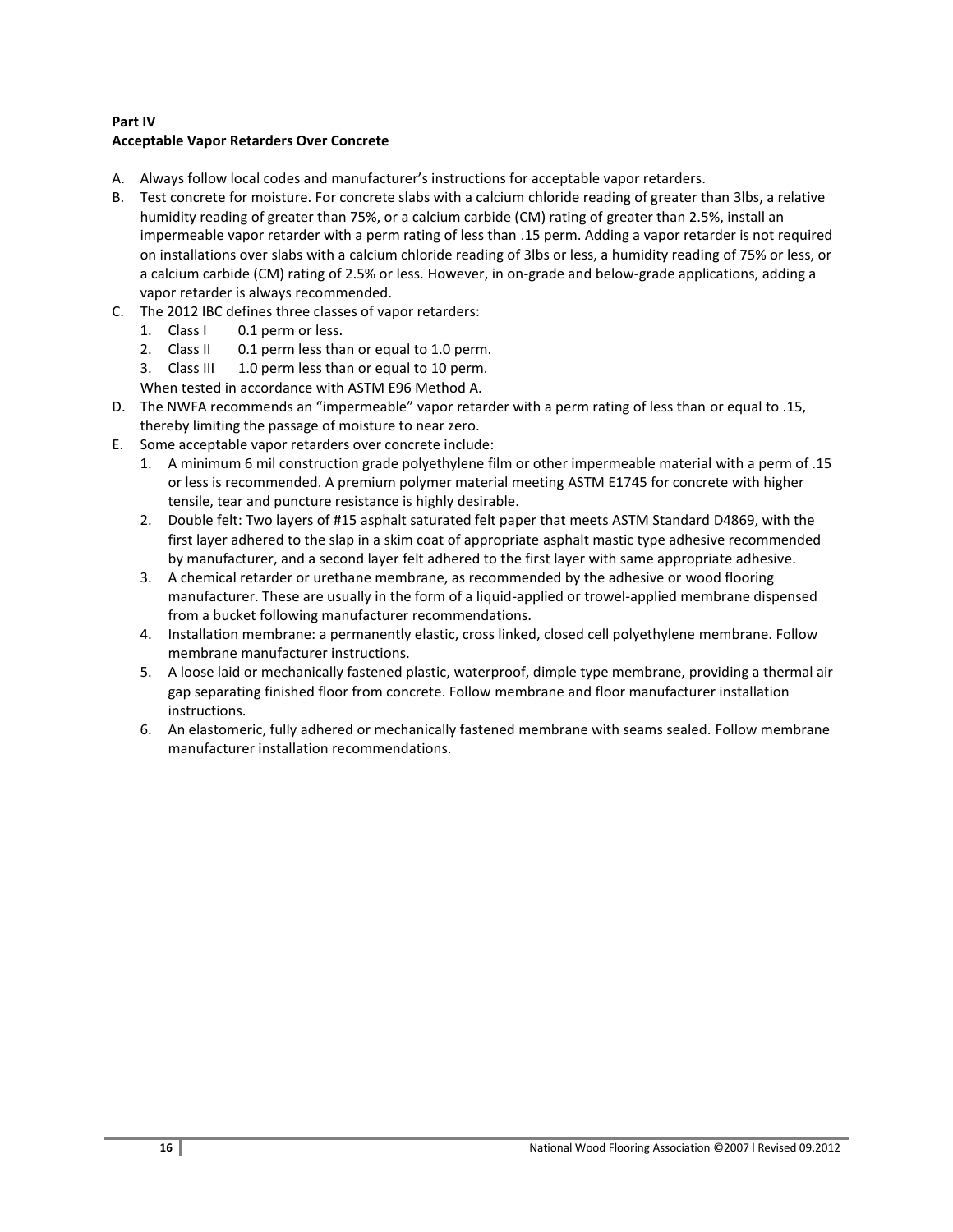**Part IV**
**Acceptable Vapor Retarders Over Concrete**

A. Always follow local codes and manufacturer's instructions for acceptable vapor retarders.
B. Test concrete for moisture. For concrete slabs with a calcium chloride reading of greater than 3lbs, a relative humidity reading of greater than 75%, or a calcium carbide (CM) rating of greater than 2.5%, install an impermeable vapor retarder with a perm rating of less than .15 perm. Adding a vapor retarder is not required on installations over slabs with a calcium chloride reading of 3lbs or less, a humidity reading of 75% or less, or a calcium carbide (CM) rating of 2.5% or less. However, in on-grade and below-grade applications, adding a vapor retarder is always recommended.
C. The 2012 IBC defines three classes of vapor retarders:
   1. Class I 0.1 perm or less.
   2. Class II 0.1 perm less than or equal to 1.0 perm.
   3. Class III 1.0 perm less than or equal to 10 perm.

   When tested in accordance with ASTM E96 Method A.
D. The NWFA recommends an "impermeable" vapor retarder with a perm rating of less than or equal to .15, thereby limiting the passage of moisture to near zero.
E. Some acceptable vapor retarders over concrete include:
   1. A minimum 6 mil construction grade polyethylene film or other impermeable material with a perm of .15 or less is recommended. A premium polymer material meeting ASTM E1745 for concrete with higher tensile, tear and puncture resistance is highly desirable.
   2. Double felt: Two layers of #15 asphalt saturated felt paper that meets ASTM Standard D4869, with the first layer adhered to the slap in a skim coat of appropriate asphalt mastic type adhesive recommended by manufacturer, and a second layer felt adhered to the first layer with same appropriate adhesive.
   3. A chemical retarder or urethane membrane, as recommended by the adhesive or wood flooring manufacturer. These are usually in the form of a liquid-applied or trowel-applied membrane dispensed from a bucket following manufacturer recommendations.
   4. Installation membrane: a permanently elastic, cross linked, closed cell polyethylene membrane. Follow membrane manufacturer instructions.
   5. A loose laid or mechanically fastened plastic, waterproof, dimple type membrane, providing a thermal air gap separating finished floor from concrete. Follow membrane and floor manufacturer installation instructions.
   6. An elastomeric, fully adhered or mechanically fastened membrane with seams sealed. Follow membrane manufacturer installation recommendations.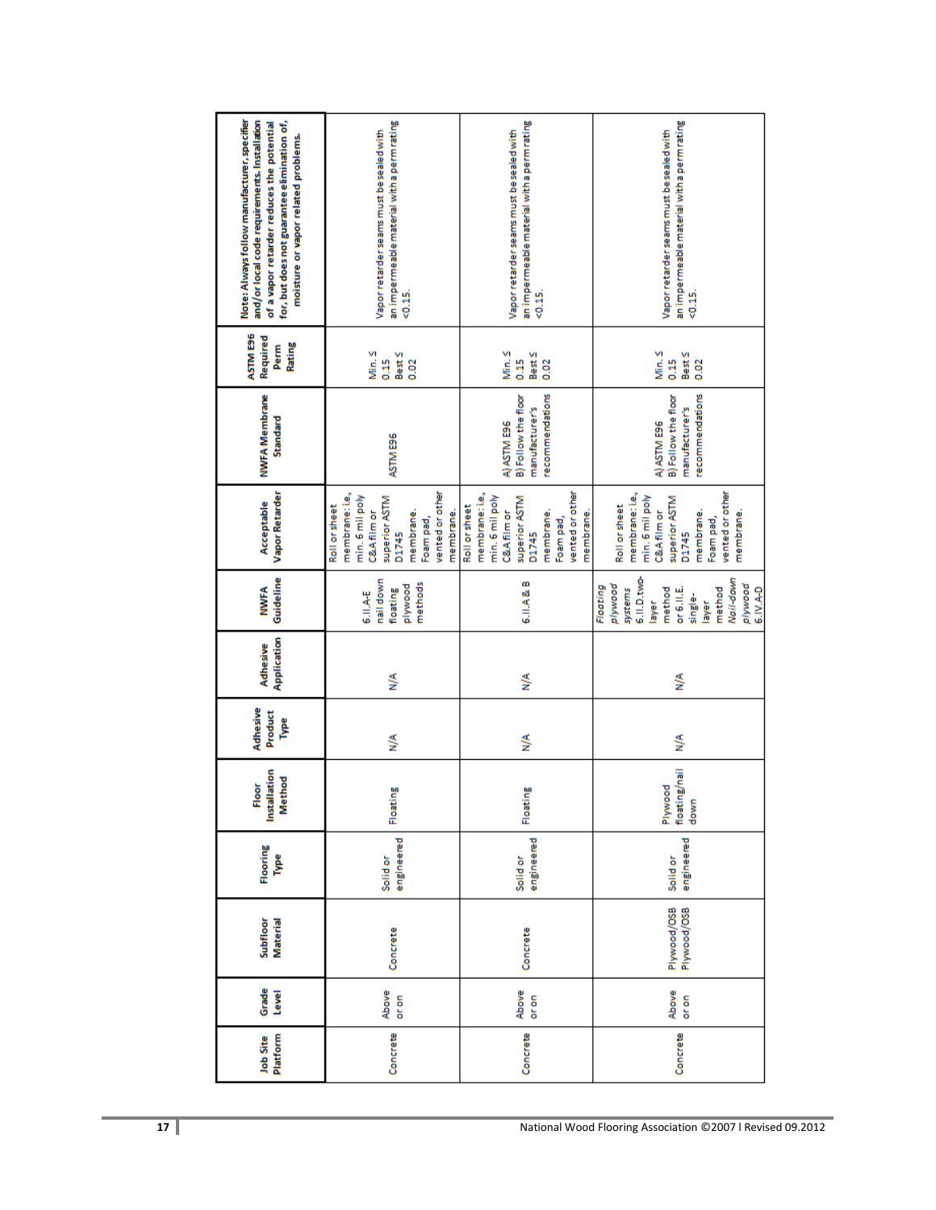| Job Site Platform | Grade Level | Subfloor Material | Flooring Type | Floor Installation Method | Adhesive Product Type | Adhesive Application | NWFA Guideline | Acceptable Vapor Retarder | NWFA Membrane Standard | ASTM E96 Required Perm Rating | Note: Always follow manufacturer, specifier and/or local code requirements. Installation of a vapor retarder reduces the potential for, but does not guarantee elimination of, moisture or vapor related problems. |
|---|---|---|---|---|---|---|---|---|---|---|---|
| Concrete | Above or on | Concrete | Solid or engineered | Floating | N/A | N/A | 6.II.A-E nail down floating plywood methods | Roll or sheet membrane: i.e., min. 6 mil poly C&A film or superior ASTM D1745 membrane. Foam pad, vented or other membrane. | ASTM E96 | Min. ≤ 0.15 Best ≤ 0.02 | Vapor retarder seams must be sealed with an impermeable material with a perm rating <0.15. |
| Concrete | Above or on | Concrete | Solid or engineered | Floating | N/A | N/A | 6.II.A & B | Roll or sheet membrane: i.e., min. 6 mil poly C&A film or superior ASTM D1745 membrane. Foam pad, vented or other membrane. | A) ASTM E96 B) Follow the floor manufacturer's recommendations | Min. ≤ 0.15 Best ≤ 0.02 | Vapor retarder seams must be sealed with an impermeable material with a perm rating <0.15. |
| Concrete | Above or on | Plywood/OSB Plywood/OSB | Solid or engineered | Plywood floating/nail down | N/A | N/A | *Floating plywood systems* 6.II.D. two-layer method or 6.II.E. single-layer method *Nail-down plywood* 6.IV.A-D | Roll or sheet membrane: i.e., min. 6 mil poly C&A film or superior ASTM D1745 membrane. Foam pad, vented or other membrane. | A) ASTM E96 B) Follow the floor manufacturer's recommendations | Min. ≤ 0.15 Best ≤ 0.02 | Vapor retarder seams must be sealed with an impermeable material with a perm rating <0.15. |

National Wood Flooring Association ©2007 l Revised 09.2012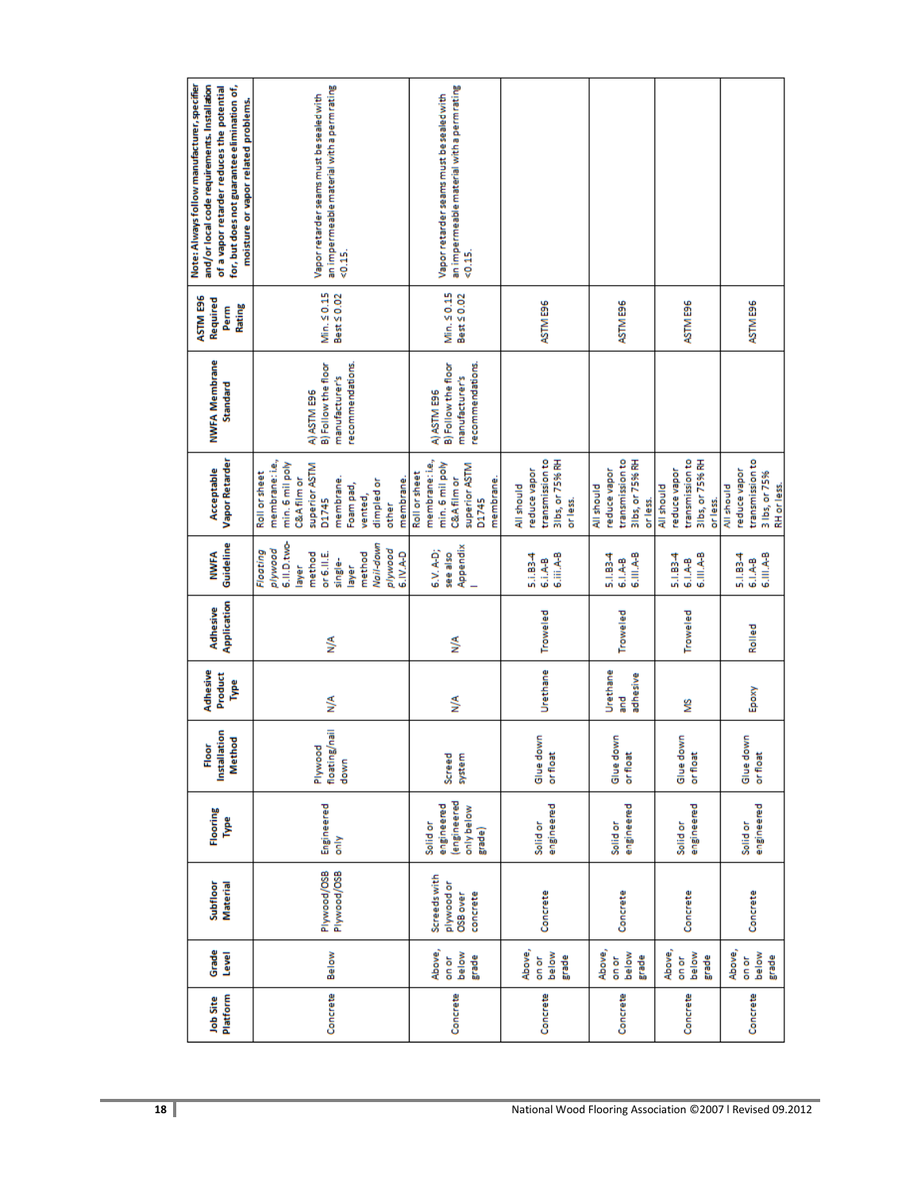| Job Site Platform | Grade Level | Subfloor Material | Flooring Type | Floor Installation Method | Adhesive Product Type | Adhesive Application | NWFA Guideline | Acceptable Vapor Retarder | NWFA Membrane Standard | ASTM E96 Required Perm Rating | Note: Always follow manufacturer, specifier and/or local code requirements. Installation of a vapor retarder reduces the potential for, but does not guarantee elimination of, moisture or vapor related problems. |
|---|---|---|---|---|---|---|---|---|---|---|---|
| Concrete | Below | Plywood/OSB Plywood/OSB | Engineered only | Plywood floating/nail down | N/A | N/A | *Floating plywood* 6.II.D.two-layer method or 6.II.E. single-layer method *Nail-down plywood* 6.IV.A-D | Roll or sheet membrane: i.e., min. 6 mil poly C&A film or superior ASTM D1745 membrane. Foam pad, vented, dimpled or other membrane. | A) ASTM E96 B) Follow the floor manufacturer's recommendations. | Min. ≤ 0.15 Best ≤ 0.02 | Vapor retarder seams must be sealed with an impermeable material with a perm rating <0.15. |
| Concrete | Above, on or below grade | Screeds with plywood or OSB over concrete | Solid or engineered (engineered only below grade) | Screed system | N/A | N/A | 6.V. A-D; see also Appendix I | Roll or sheet membrane: i.e., min. 6 mil poly C&A film or superior ASTM D1745 membrane. | A) ASTM E96 B) Follow the floor manufacturer's recommendations. | Min. ≤ 0.15 Best ≤ 0.02 | Vapor retarder seams must be sealed with an impermeable material with a perm rating <0.15. |
| Concrete | Above, on or below grade | Concrete | Solid or engineered | Glue down or float | Urethane | Troweled | 5.I.B3-4 6.I.A-B 6.III.A-B | All should reduce vapor transmission to 3lbs, or 75% RH or less. | | ASTM E96 | |
| Concrete | Above, on or below grade | Concrete | Solid or engineered | Glue down or float | Urethane and adhesive | Troweled | 5.I.B3-4 6.I.A-B 6.III.A-B | All should reduce vapor transmission to 3lbs, or 75% RH or less. | | ASTM E96 | |
| Concrete | Above, on or below grade | Concrete | Solid or engineered | Glue down or float | MS | Troweled | 5.I.B3-4 6.I.A-B 6.III.A-B | All should reduce vapor transmission to 3lbs, or 75% RH or less. | | ASTM E96 | |
| Concrete | Above, on or below grade | Concrete | Solid or engineered | Glue down or float | Epoxy | Rolled | 5.I.B3-4 6.I.A-B 6.III.A-B | All should reduce vapor transmission to 3 lbs, or 75% RH or less. | | ASTM E96 | |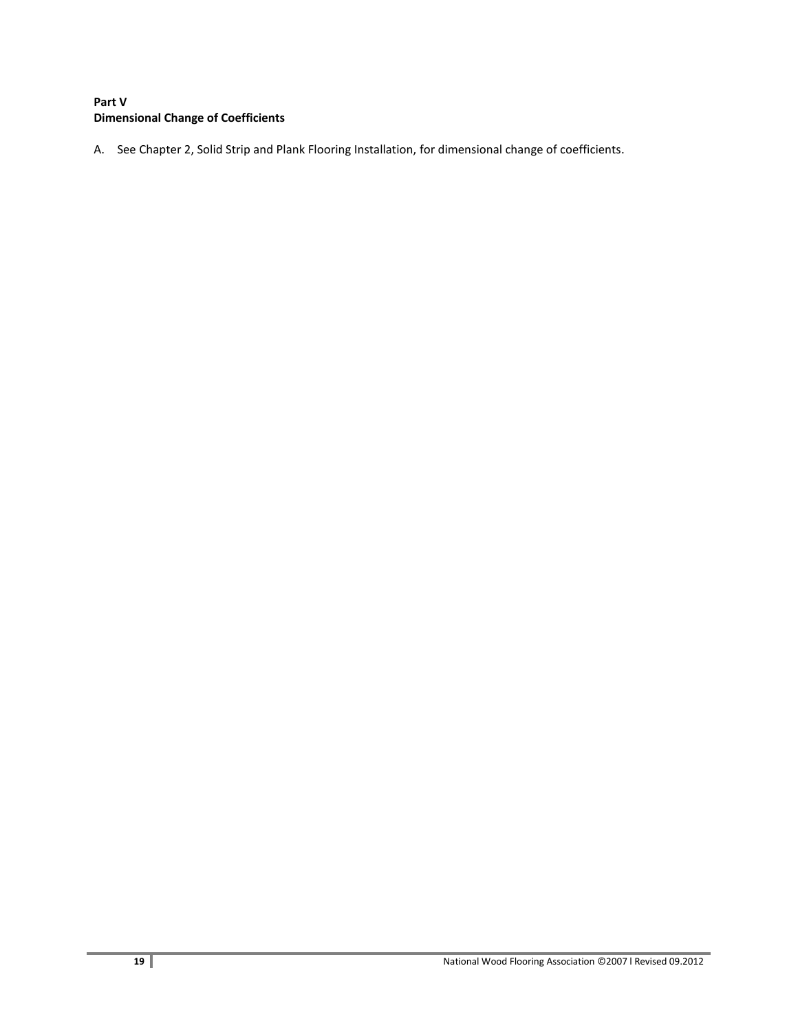**Part V**
**Dimensional Change of Coefficients**

A. See Chapter 2, Solid Strip and Plank Flooring Installation, for dimensional change of coefficients.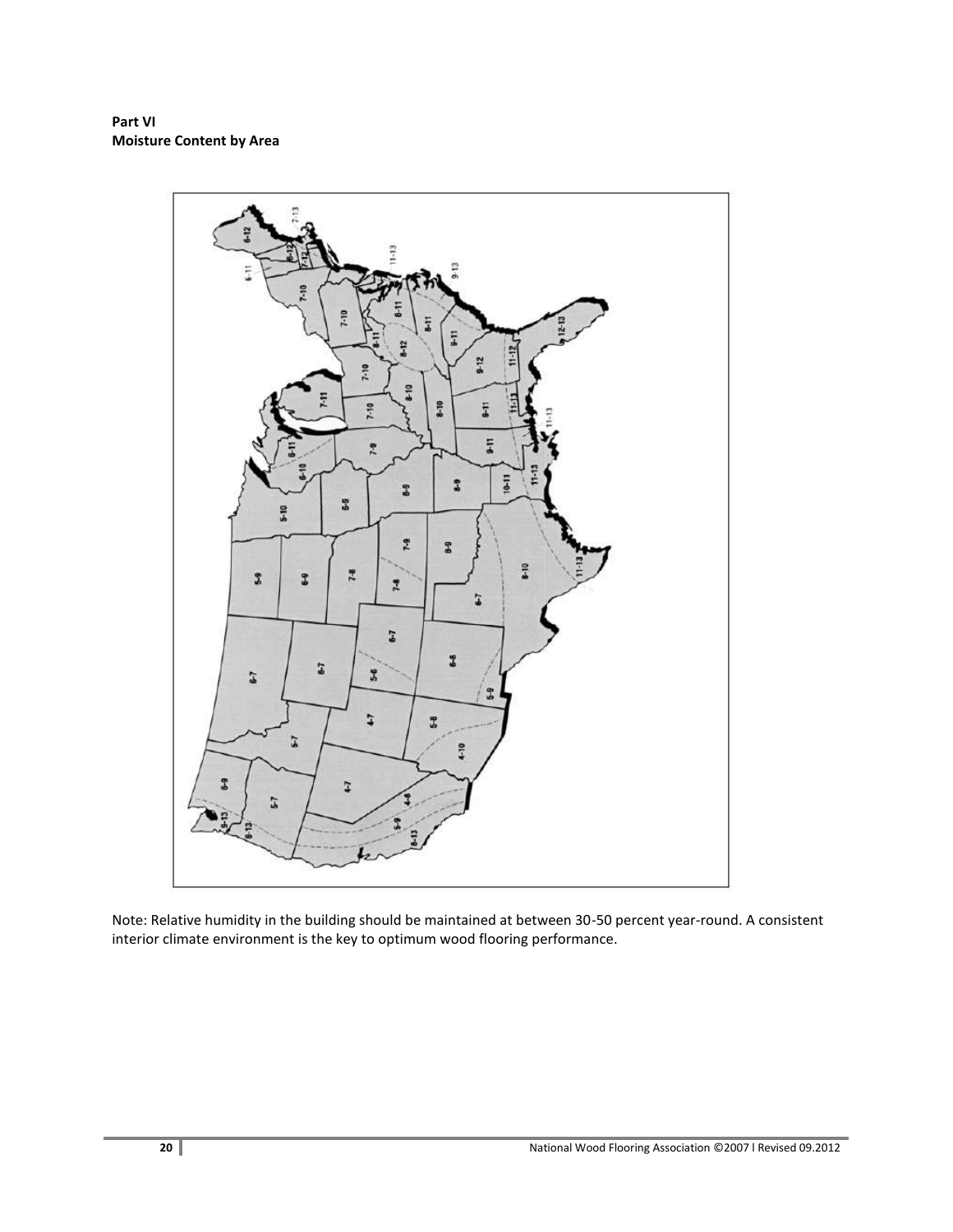**Part VI**
**Moisture Content by Area**

Note: Relative humidity in the building should be maintained at between 30-50 percent year-round. A consistent interior climate environment is the key to optimum wood flooring performance.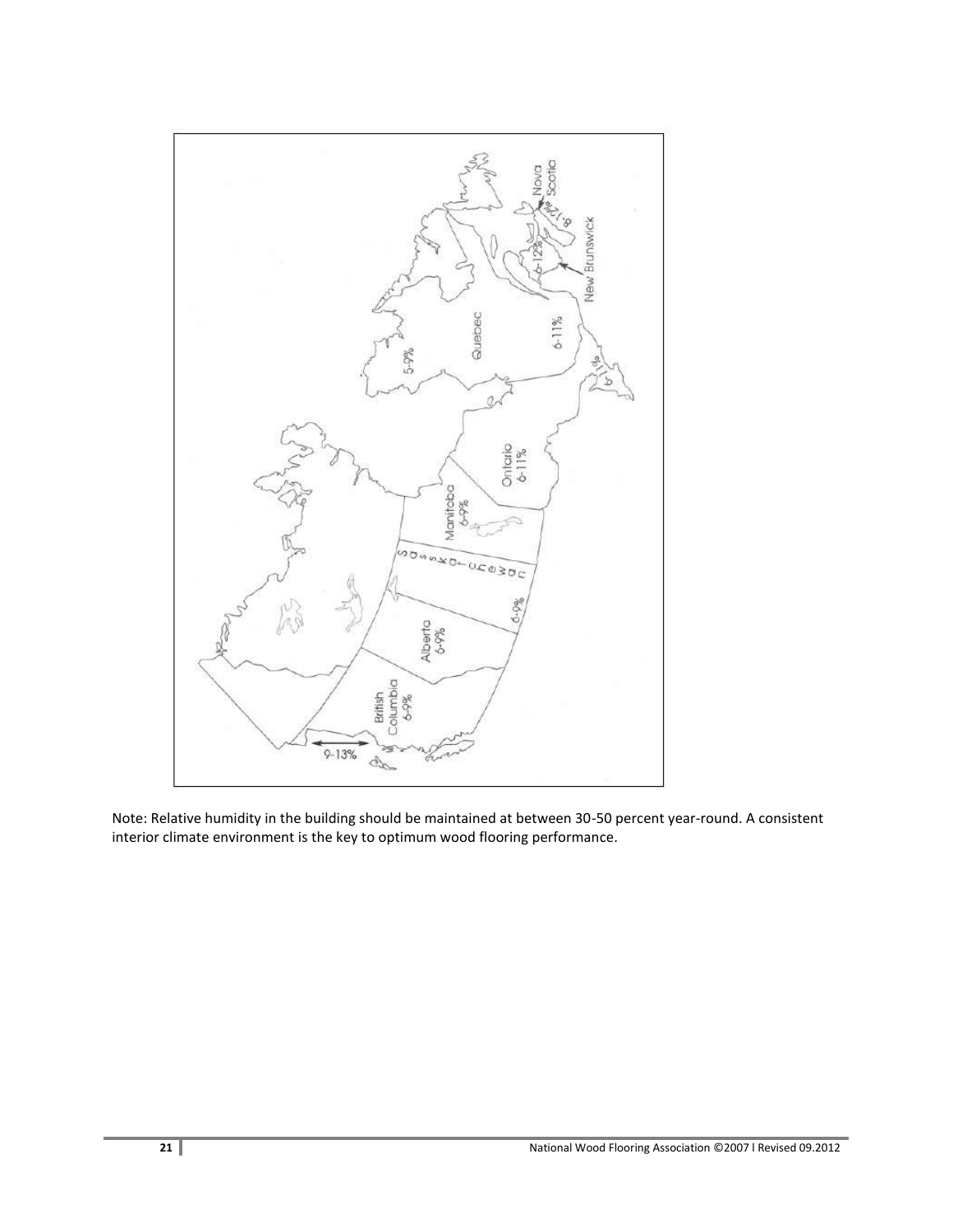Nova Scotia

8-12%

New Brunswick

6-12%

Quebec

5-9%

6-11%

6-11%

Ontario
6-11%

Manitoba
6-9%

Saskatchewan

6-9%

Alberta
6-9%

British Columbia
6-9%

9-13%

Note: Relative humidity in the building should be maintained at between 30-50 percent year-round. A consistent interior climate environment is the key to optimum wood flooring performance.